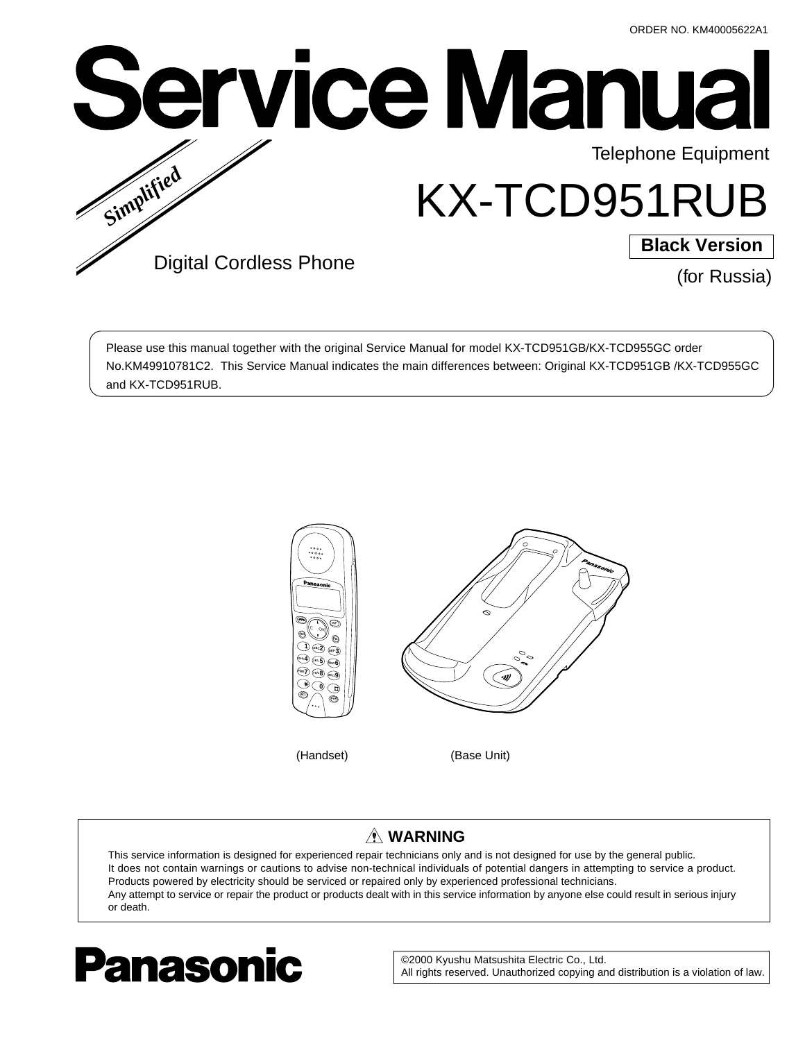ORDER NO. KM40005622A1

# Service Manual

*Simplified*

Telephone Equipment

# KX-TCD951RUB

**Black Version**

Digital Cordless Phone

(for Russia)

Please use this manual together with the original Service Manual for model KX-TCD951GB/KX-TCD955GC order No.KM49910781C2. This Service Manual indicates the main differences between: Original KX-TCD951GB /KX-TCD955GC and KX-TCD951RUB.

(Handset) (Base Unit)

### ⚠ WARNING

This service information is designed for experienced repair technicians only and is not designed for use by the general public.
It does not contain warnings or cautions to advise non-technical individuals of potential dangers in attempting to service a product.
Products powered by electricity should be serviced or repaired only by experienced professional technicians.
Any attempt to service or repair the product or products dealt with in this service information by anyone else could result in serious injury or death.

**Panasonic**

©2000 Kyushu Matsushita Electric Co., Ltd.
All rights reserved. Unauthorized copying and distribution is a violation of law.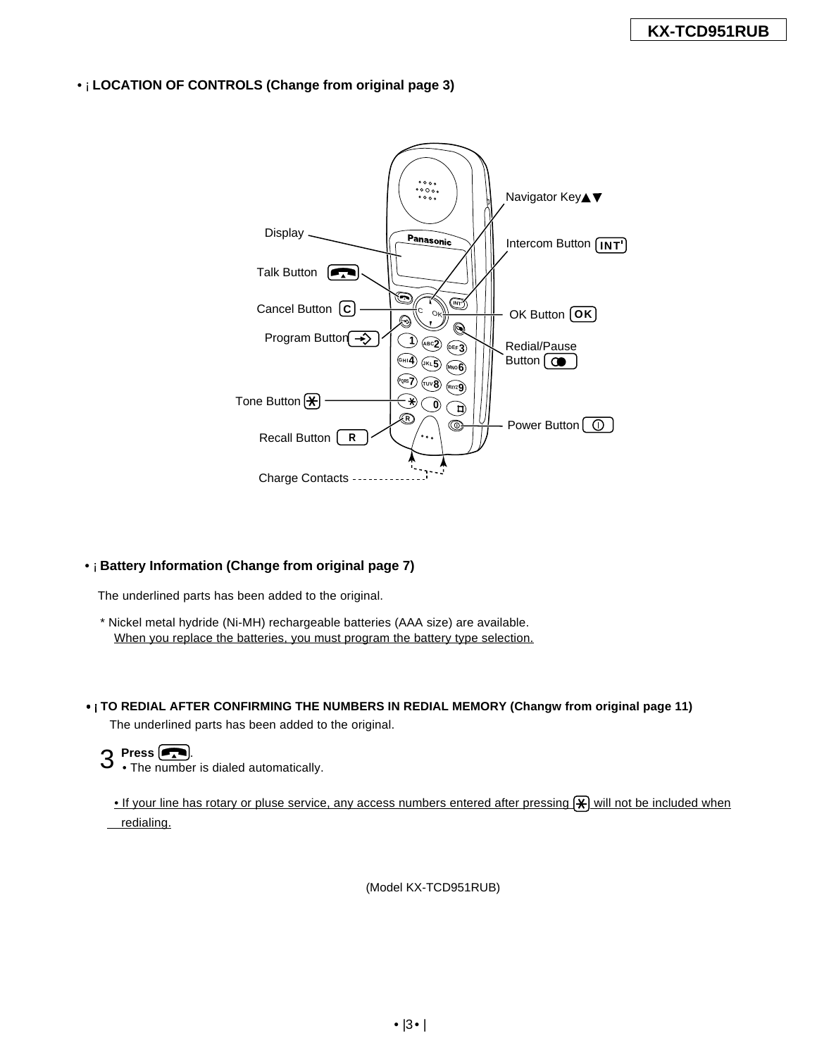## • ¡ LOCATION OF CONTROLS (Change from original page 3)

Display
Talk Button
Cancel Button C
Program Button
Tone Button
Recall Button R
Charge Contacts
Navigator Key▲▼
Intercom Button INT
OK Button OK
Redial/Pause Button
Power Button

## • ¡ Battery Information (Change from original page 7)

The underlined parts has been added to the original.

\* Nickel metal hydride (Ni-MH) rechargeable batteries (AAA size) are available.
<u>When you replace the batteries, you must program the battery type selection.</u>

## • ¡ TO REDIAL AFTER CONFIRMING THE NUMBERS IN REDIAL MEMORY (Changw from original page 11)

The underlined parts has been added to the original.

3 **Press** [Talk].
• The number is dialed automatically.

<u>• If your line has rotary or pluse service, any access numbers entered after pressing [*] will not be included when redialing.</u>

(Model KX-TCD951RUB)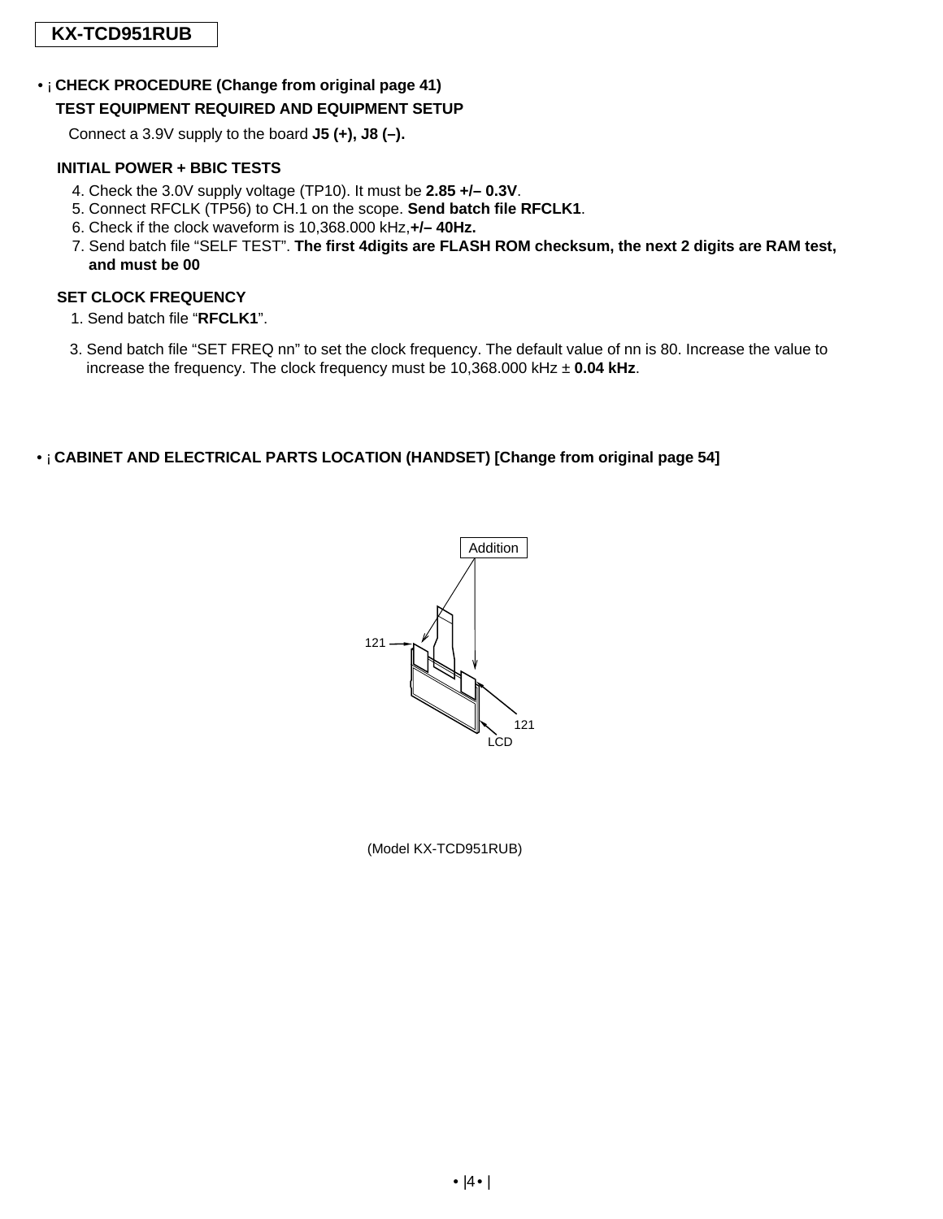**KX-TCD951RUB**

## • ¡ CHECK PROCEDURE (Change from original page 41)

### TEST EQUIPMENT REQUIRED AND EQUIPMENT SETUP

Connect a 3.9V supply to the board **J5 (+), J8 (–).**

### INITIAL POWER + BBIC TESTS

4. Check the 3.0V supply voltage (TP10). It must be **2.85 +/– 0.3V**.
5. Connect RFCLK (TP56) to CH.1 on the scope. **Send batch file RFCLK1**.
6. Check if the clock waveform is 10,368.000 kHz,**+/– 40Hz.**
7. Send batch file “SELF TEST”. **The first 4digits are FLASH ROM checksum, the next 2 digits are RAM test, and must be 00**

### SET CLOCK FREQUENCY

1. Send batch file “**RFCLK1**”.

3. Send batch file “SET FREQ nn” to set the clock frequency. The default value of nn is 80. Increase the value to increase the frequency. The clock frequency must be 10,368.000 kHz ± **0.04 kHz**.

## • ¡ CABINET AND ELECTRICAL PARTS LOCATION (HANDSET) [Change from original page 54]

Addition

121

121

LCD

(Model KX-TCD951RUB)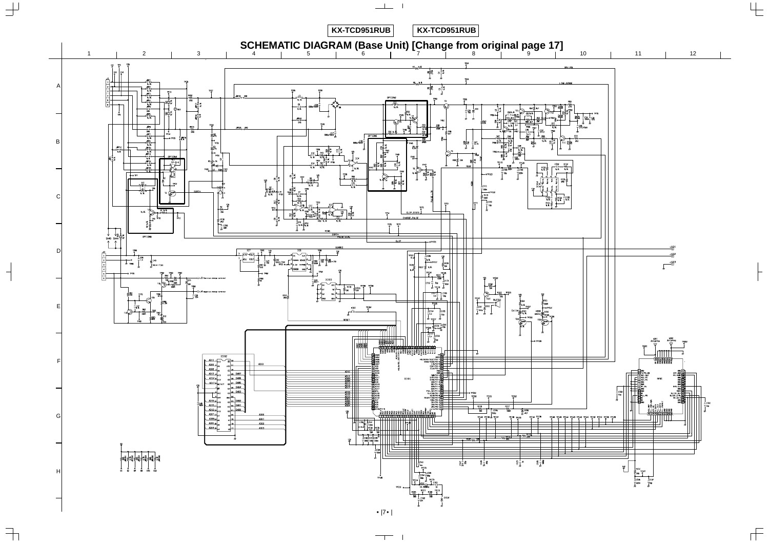KX-TCD951RUB KX-TCD951RUB

# SCHEMATIC DIAGRAM (Base Unit) [Change from original page 17]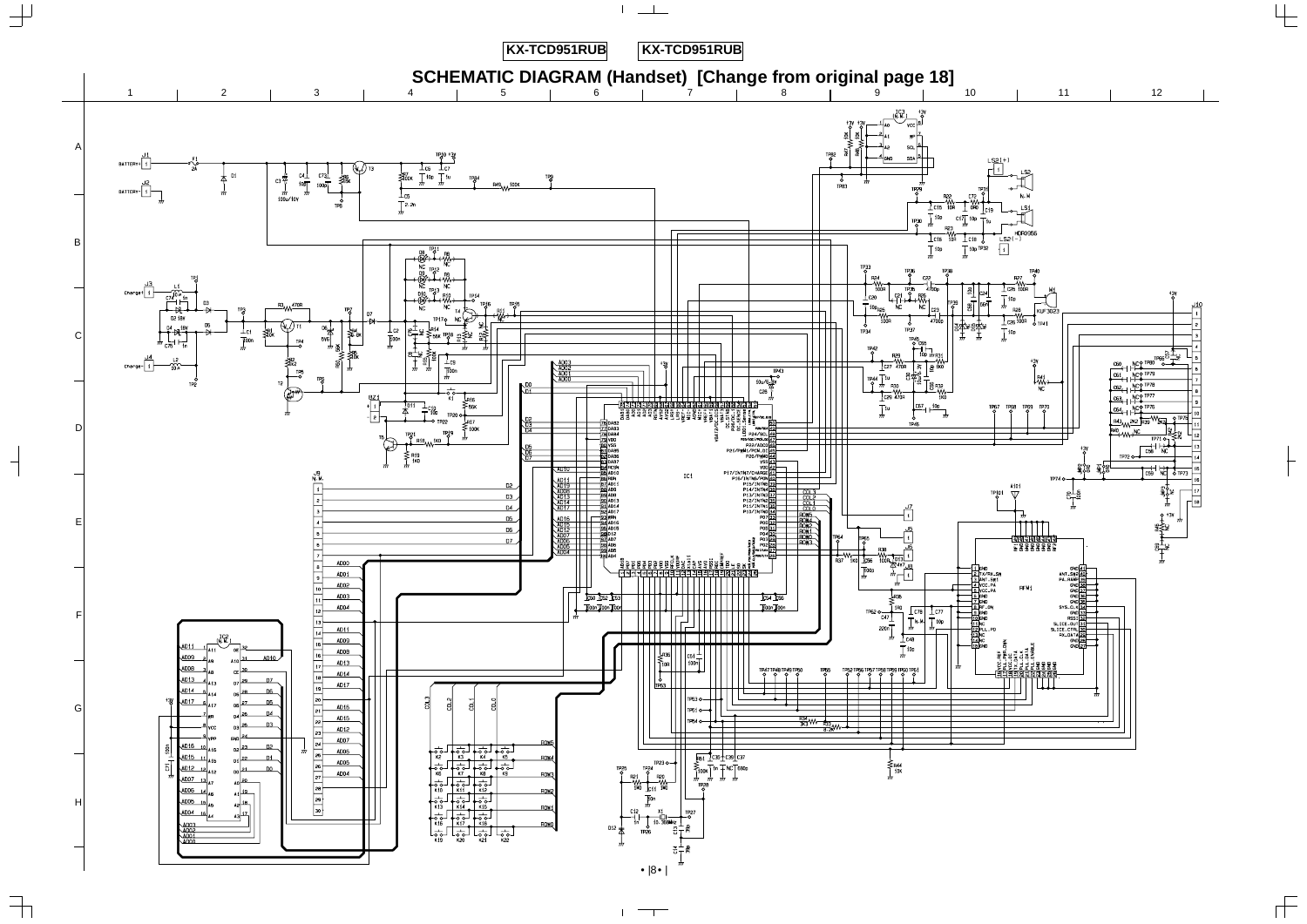KX-TCD951RUB KX-TCD951RUB

# SCHEMATIC DIAGRAM (Handset) [Change from original page 18]